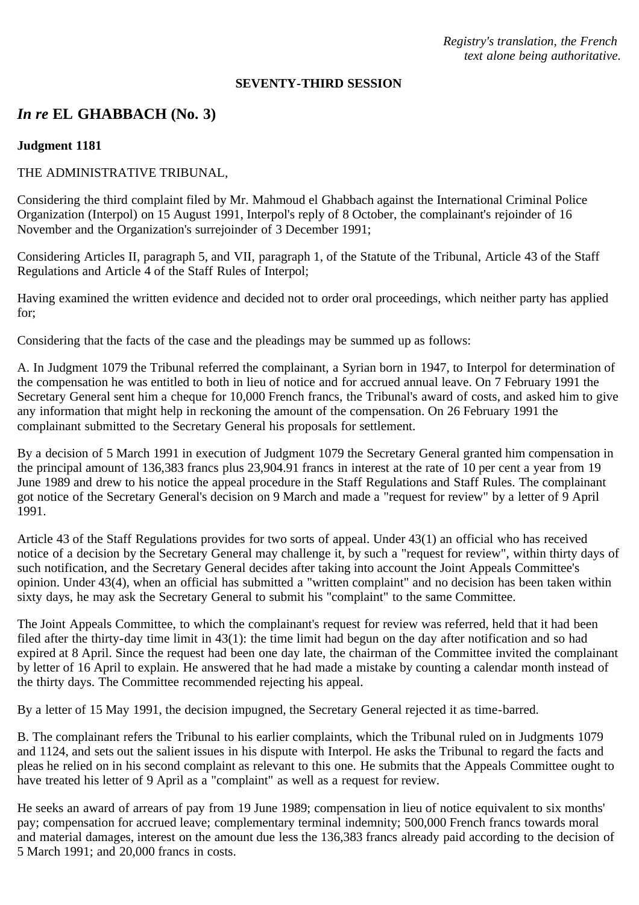*Registry's translation, the French text alone being authoritative.*

**SEVENTY-THIRD SESSION**

## *In re* EL GHABBACH (No. 3)

**Judgment 1181**

THE ADMINISTRATIVE TRIBUNAL,

Considering the third complaint filed by Mr. Mahmoud el Ghabbach against the International Criminal Police Organization (Interpol) on 15 August 1991, Interpol's reply of 8 October, the complainant's rejoinder of 16 November and the Organization's surrejoinder of 3 December 1991;

Considering Articles II, paragraph 5, and VII, paragraph 1, of the Statute of the Tribunal, Article 43 of the Staff Regulations and Article 4 of the Staff Rules of Interpol;

Having examined the written evidence and decided not to order oral proceedings, which neither party has applied for;

Considering that the facts of the case and the pleadings may be summed up as follows:

A. In Judgment 1079 the Tribunal referred the complainant, a Syrian born in 1947, to Interpol for determination of the compensation he was entitled to both in lieu of notice and for accrued annual leave. On 7 February 1991 the Secretary General sent him a cheque for 10,000 French francs, the Tribunal's award of costs, and asked him to give any information that might help in reckoning the amount of the compensation. On 26 February 1991 the complainant submitted to the Secretary General his proposals for settlement.

By a decision of 5 March 1991 in execution of Judgment 1079 the Secretary General granted him compensation in the principal amount of 136,383 francs plus 23,904.91 francs in interest at the rate of 10 per cent a year from 19 June 1989 and drew to his notice the appeal procedure in the Staff Regulations and Staff Rules. The complainant got notice of the Secretary General's decision on 9 March and made a "request for review" by a letter of 9 April 1991.

Article 43 of the Staff Regulations provides for two sorts of appeal. Under 43(1) an official who has received notice of a decision by the Secretary General may challenge it, by such a "request for review", within thirty days of such notification, and the Secretary General decides after taking into account the Joint Appeals Committee's opinion. Under 43(4), when an official has submitted a "written complaint" and no decision has been taken within sixty days, he may ask the Secretary General to submit his "complaint" to the same Committee.

The Joint Appeals Committee, to which the complainant's request for review was referred, held that it had been filed after the thirty-day time limit in 43(1): the time limit had begun on the day after notification and so had expired at 8 April. Since the request had been one day late, the chairman of the Committee invited the complainant by letter of 16 April to explain. He answered that he had made a mistake by counting a calendar month instead of the thirty days. The Committee recommended rejecting his appeal.

By a letter of 15 May 1991, the decision impugned, the Secretary General rejected it as time-barred.

B. The complainant refers the Tribunal to his earlier complaints, which the Tribunal ruled on in Judgments 1079 and 1124, and sets out the salient issues in his dispute with Interpol. He asks the Tribunal to regard the facts and pleas he relied on in his second complaint as relevant to this one. He submits that the Appeals Committee ought to have treated his letter of 9 April as a "complaint" as well as a request for review.

He seeks an award of arrears of pay from 19 June 1989; compensation in lieu of notice equivalent to six months' pay; compensation for accrued leave; complementary terminal indemnity; 500,000 French francs towards moral and material damages, interest on the amount due less the 136,383 francs already paid according to the decision of 5 March 1991; and 20,000 francs in costs.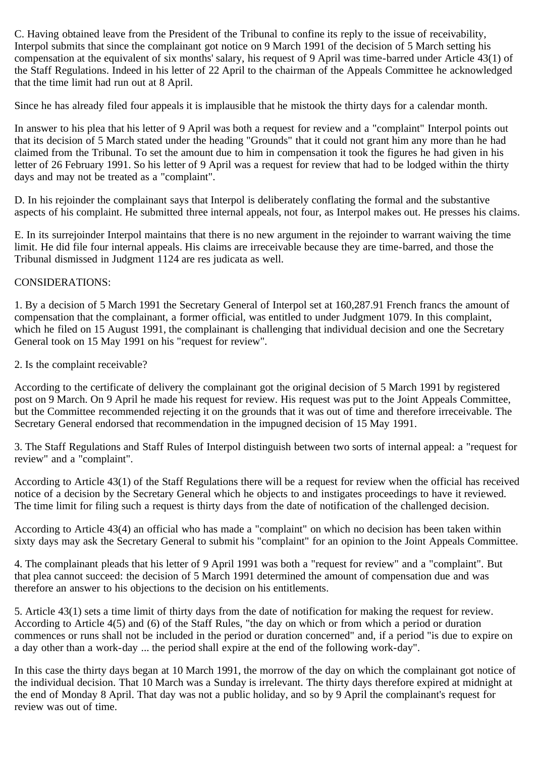C. Having obtained leave from the President of the Tribunal to confine its reply to the issue of receivability, Interpol submits that since the complainant got notice on 9 March 1991 of the decision of 5 March setting his compensation at the equivalent of six months' salary, his request of 9 April was time-barred under Article 43(1) of the Staff Regulations. Indeed in his letter of 22 April to the chairman of the Appeals Committee he acknowledged that the time limit had run out at 8 April.

Since he has already filed four appeals it is implausible that he mistook the thirty days for a calendar month.

In answer to his plea that his letter of 9 April was both a request for review and a "complaint" Interpol points out that its decision of 5 March stated under the heading "Grounds" that it could not grant him any more than he had claimed from the Tribunal. To set the amount due to him in compensation it took the figures he had given in his letter of 26 February 1991. So his letter of 9 April was a request for review that had to be lodged within the thirty days and may not be treated as a "complaint".

D. In his rejoinder the complainant says that Interpol is deliberately conflating the formal and the substantive aspects of his complaint. He submitted three internal appeals, not four, as Interpol makes out. He presses his claims.

E. In its surrejoinder Interpol maintains that there is no new argument in the rejoinder to warrant waiving the time limit. He did file four internal appeals. His claims are irreceivable because they are time-barred, and those the Tribunal dismissed in Judgment 1124 are res judicata as well.

CONSIDERATIONS:

1. By a decision of 5 March 1991 the Secretary General of Interpol set at 160,287.91 French francs the amount of compensation that the complainant, a former official, was entitled to under Judgment 1079. In this complaint, which he filed on 15 August 1991, the complainant is challenging that individual decision and one the Secretary General took on 15 May 1991 on his "request for review".

2. Is the complaint receivable?

According to the certificate of delivery the complainant got the original decision of 5 March 1991 by registered post on 9 March. On 9 April he made his request for review. His request was put to the Joint Appeals Committee, but the Committee recommended rejecting it on the grounds that it was out of time and therefore irreceivable. The Secretary General endorsed that recommendation in the impugned decision of 15 May 1991.

3. The Staff Regulations and Staff Rules of Interpol distinguish between two sorts of internal appeal: a "request for review" and a "complaint".

According to Article 43(1) of the Staff Regulations there will be a request for review when the official has received notice of a decision by the Secretary General which he objects to and instigates proceedings to have it reviewed. The time limit for filing such a request is thirty days from the date of notification of the challenged decision.

According to Article 43(4) an official who has made a "complaint" on which no decision has been taken within sixty days may ask the Secretary General to submit his "complaint" for an opinion to the Joint Appeals Committee.

4. The complainant pleads that his letter of 9 April 1991 was both a "request for review" and a "complaint". But that plea cannot succeed: the decision of 5 March 1991 determined the amount of compensation due and was therefore an answer to his objections to the decision on his entitlements.

5. Article 43(1) sets a time limit of thirty days from the date of notification for making the request for review. According to Article 4(5) and (6) of the Staff Rules, "the day on which or from which a period or duration commences or runs shall not be included in the period or duration concerned" and, if a period "is due to expire on a day other than a work-day ... the period shall expire at the end of the following work-day".

In this case the thirty days began at 10 March 1991, the morrow of the day on which the complainant got notice of the individual decision. That 10 March was a Sunday is irrelevant. The thirty days therefore expired at midnight at the end of Monday 8 April. That day was not a public holiday, and so by 9 April the complainant's request for review was out of time.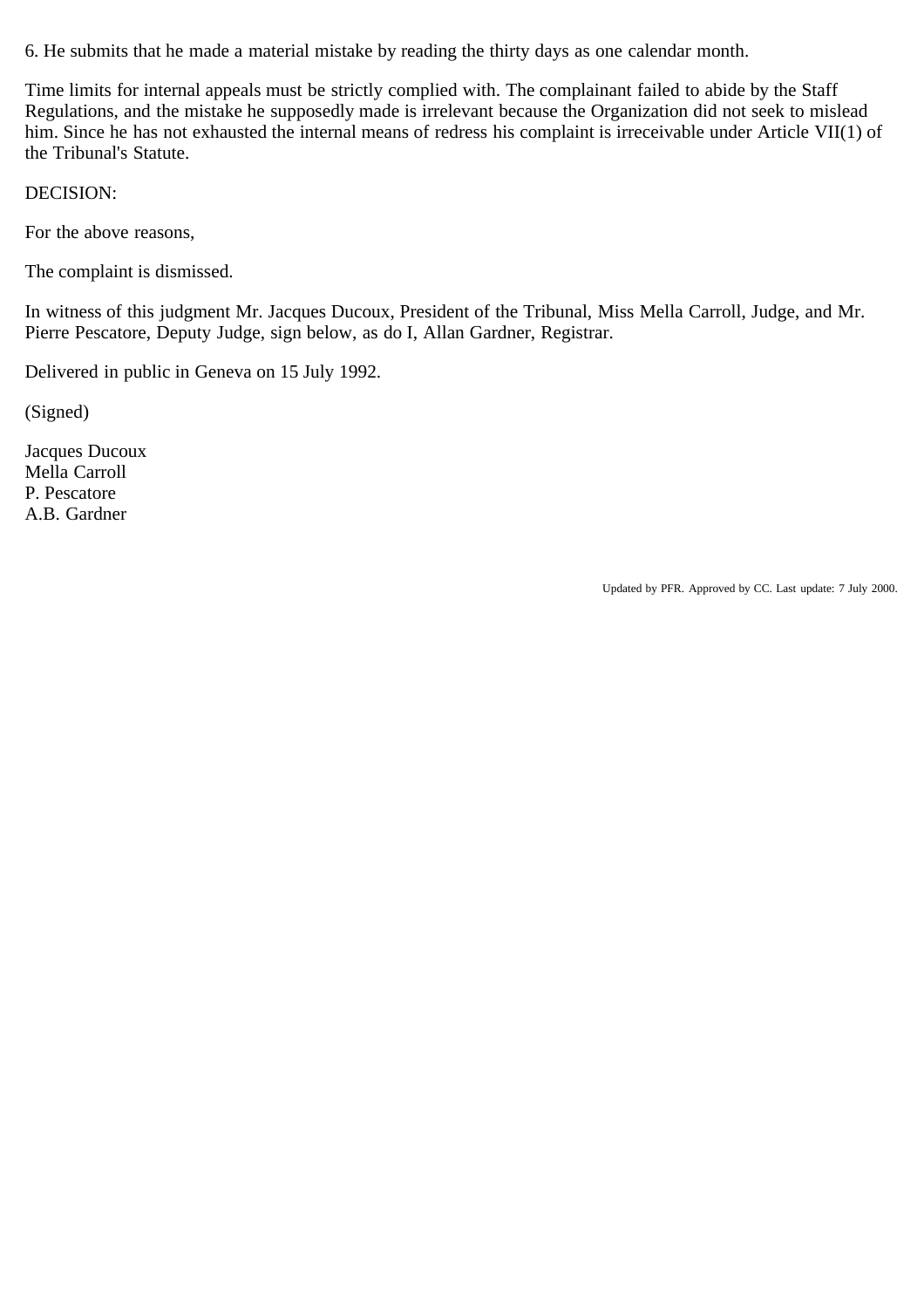6. He submits that he made a material mistake by reading the thirty days as one calendar month.

Time limits for internal appeals must be strictly complied with. The complainant failed to abide by the Staff Regulations, and the mistake he supposedly made is irrelevant because the Organization did not seek to mislead him. Since he has not exhausted the internal means of redress his complaint is irreceivable under Article VII(1) of the Tribunal's Statute.

DECISION:

For the above reasons,

The complaint is dismissed.

In witness of this judgment Mr. Jacques Ducoux, President of the Tribunal, Miss Mella Carroll, Judge, and Mr. Pierre Pescatore, Deputy Judge, sign below, as do I, Allan Gardner, Registrar.

Delivered in public in Geneva on 15 July 1992.

(Signed)

Jacques Ducoux
Mella Carroll
P. Pescatore
A.B. Gardner

Updated by PFR. Approved by CC. Last update: 7 July 2000.